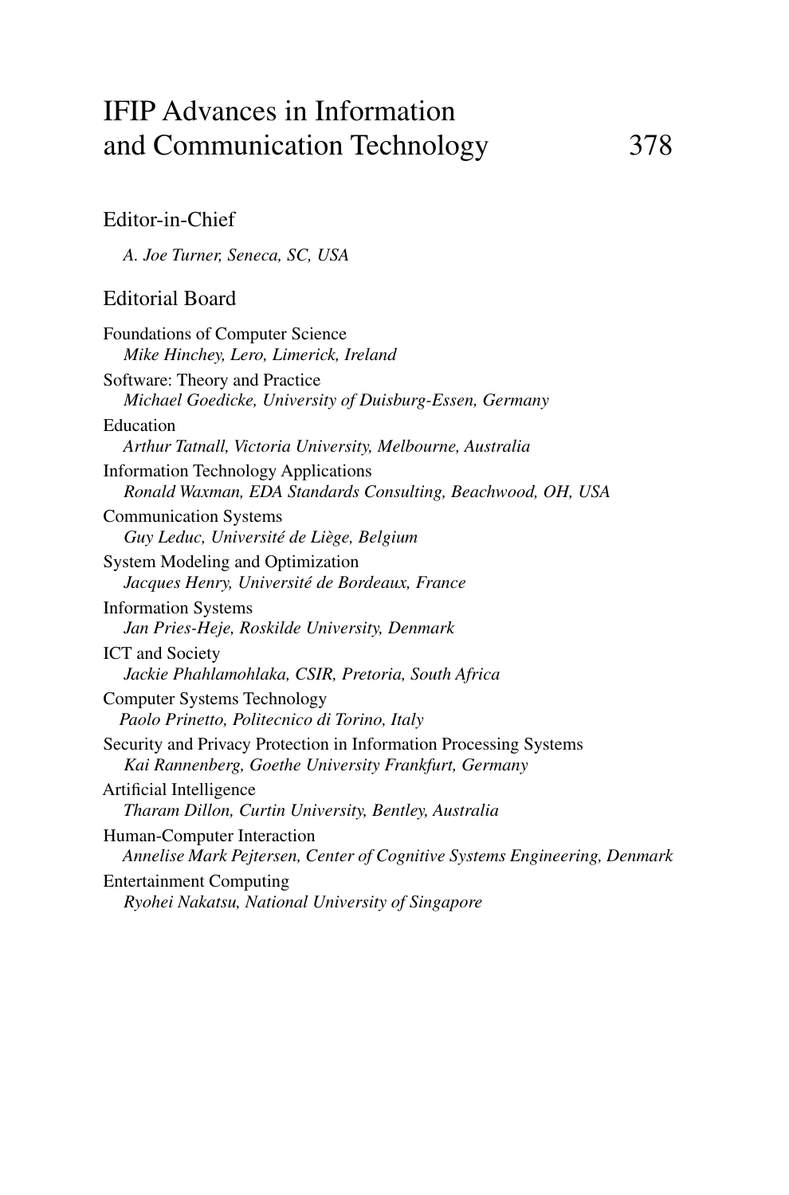# IFIP Advances in Information and Communication Technology 378

## Editor-in-Chief

*A. Joe Turner, Seneca, SC, USA*

## Editorial Board

Foundations of Computer Science
*Mike Hinchey, Lero, Limerick, Ireland*

Software: Theory and Practice
*Michael Goedicke, University of Duisburg-Essen, Germany*

Education
*Arthur Tatnall, Victoria University, Melbourne, Australia*

Information Technology Applications
*Ronald Waxman, EDA Standards Consulting, Beachwood, OH, USA*

Communication Systems
*Guy Leduc, Université de Liège, Belgium*

System Modeling and Optimization
*Jacques Henry, Université de Bordeaux, France*

Information Systems
*Jan Pries-Heje, Roskilde University, Denmark*

ICT and Society
*Jackie Phahlamohlaka, CSIR, Pretoria, South Africa*

Computer Systems Technology
*Paolo Prinetto, Politecnico di Torino, Italy*

Security and Privacy Protection in Information Processing Systems
*Kai Rannenberg, Goethe University Frankfurt, Germany*

Artificial Intelligence
*Tharam Dillon, Curtin University, Bentley, Australia*

Human-Computer Interaction
*Annelise Mark Pejtersen, Center of Cognitive Systems Engineering, Denmark*

Entertainment Computing
*Ryohei Nakatsu, National University of Singapore*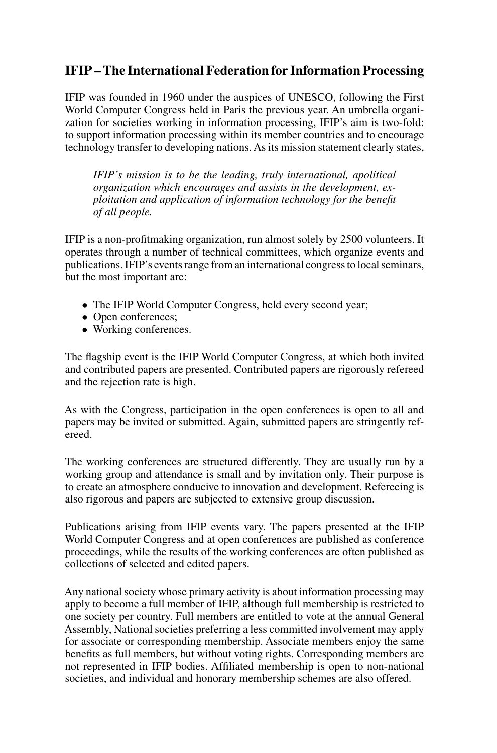## IFIP – The International Federation for Information Processing

IFIP was founded in 1960 under the auspices of UNESCO, following the First World Computer Congress held in Paris the previous year. An umbrella organization for societies working in information processing, IFIP's aim is two-fold: to support information processing within its member countries and to encourage technology transfer to developing nations. As its mission statement clearly states,

> *IFIP's mission is to be the leading, truly international, apolitical organization which encourages and assists in the development, exploitation and application of information technology for the benefit of all people.*

IFIP is a non-profitmaking organization, run almost solely by 2500 volunteers. It operates through a number of technical committees, which organize events and publications. IFIP's events range from an international congress to local seminars, but the most important are:

- The IFIP World Computer Congress, held every second year;
- Open conferences;
- Working conferences.

The flagship event is the IFIP World Computer Congress, at which both invited and contributed papers are presented. Contributed papers are rigorously refereed and the rejection rate is high.

As with the Congress, participation in the open conferences is open to all and papers may be invited or submitted. Again, submitted papers are stringently refereed.

The working conferences are structured differently. They are usually run by a working group and attendance is small and by invitation only. Their purpose is to create an atmosphere conducive to innovation and development. Refereeing is also rigorous and papers are subjected to extensive group discussion.

Publications arising from IFIP events vary. The papers presented at the IFIP World Computer Congress and at open conferences are published as conference proceedings, while the results of the working conferences are often published as collections of selected and edited papers.

Any national society whose primary activity is about information processing may apply to become a full member of IFIP, although full membership is restricted to one society per country. Full members are entitled to vote at the annual General Assembly, National societies preferring a less committed involvement may apply for associate or corresponding membership. Associate members enjoy the same benefits as full members, but without voting rights. Corresponding members are not represented in IFIP bodies. Affiliated membership is open to non-national societies, and individual and honorary membership schemes are also offered.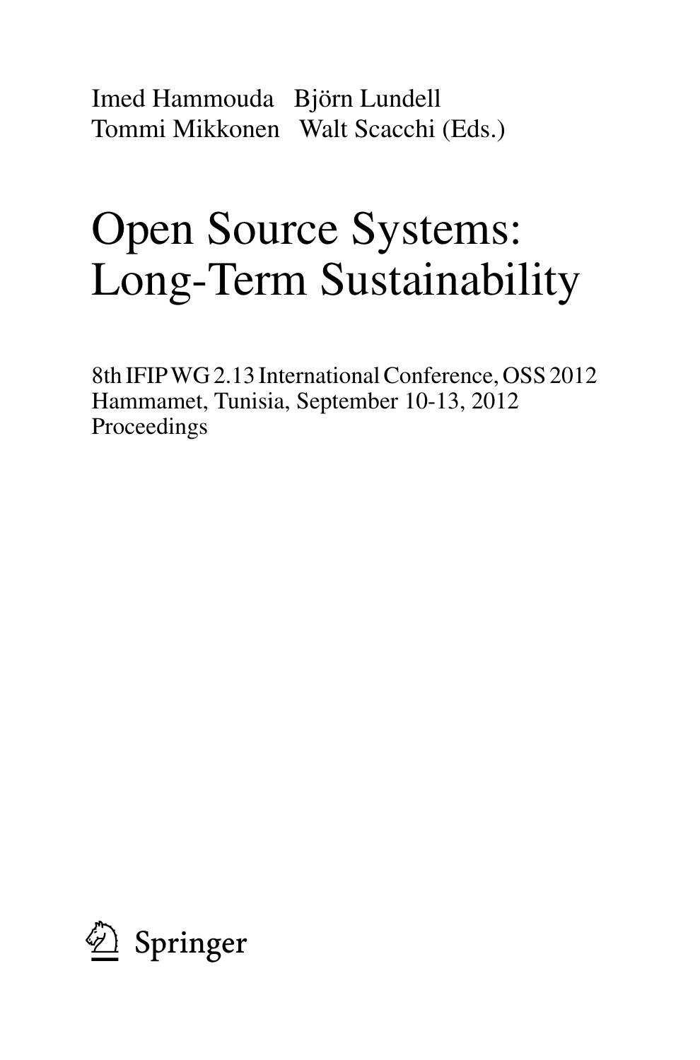Imed Hammouda   Björn Lundell
Tommi Mikkonen   Walt Scacchi (Eds.)

# Open Source Systems: Long-Term Sustainability

8th IFIP WG 2.13 International Conference, OSS 2012
Hammamet, Tunisia, September 10-13, 2012
Proceedings

Springer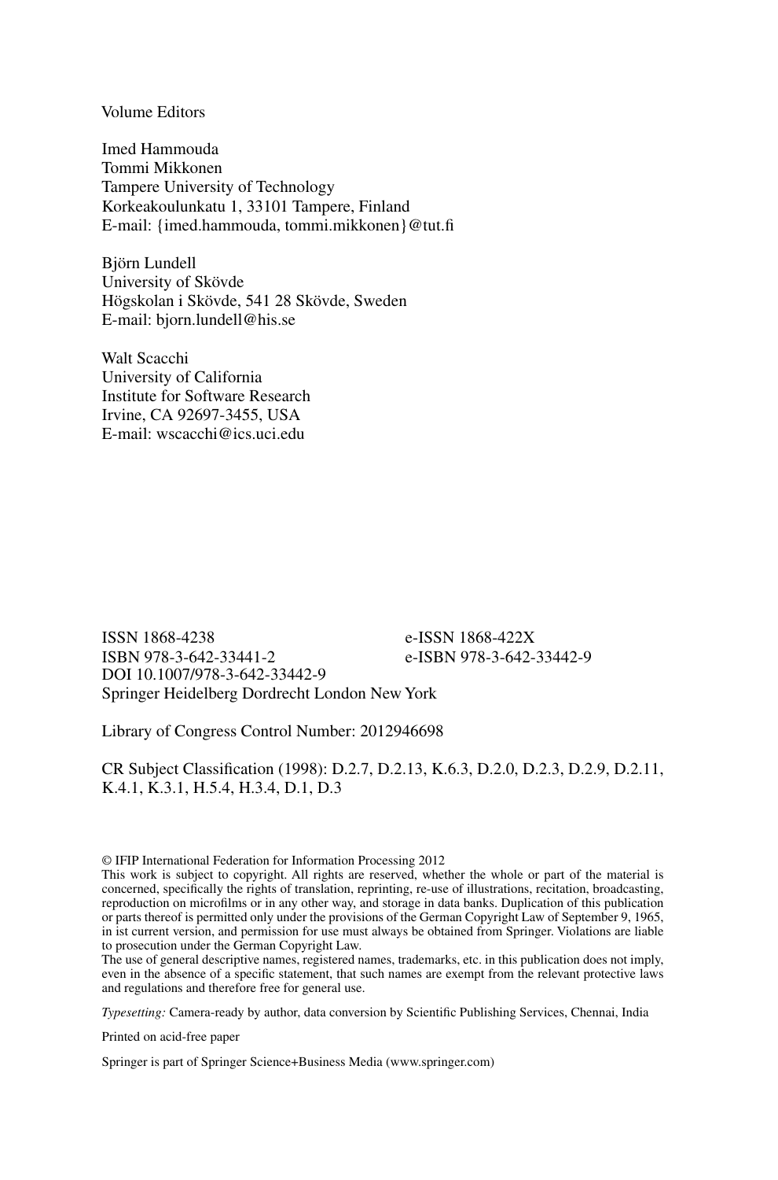Volume Editors

Imed Hammouda
Tommi Mikkonen
Tampere University of Technology
Korkeakoulunkatu 1, 33101 Tampere, Finland
E-mail: {imed.hammouda, tommi.mikkonen}@tut.fi

Björn Lundell
University of Skövde
Högskolan i Skövde, 541 28 Skövde, Sweden
E-mail: bjorn.lundell@his.se

Walt Scacchi
University of California
Institute for Software Research
Irvine, CA 92697-3455, USA
E-mail: wscacchi@ics.uci.edu

ISSN 1868-4238 e-ISSN 1868-422X
ISBN 978-3-642-33441-2 e-ISBN 978-3-642-33442-9
DOI 10.1007/978-3-642-33442-9
Springer Heidelberg Dordrecht London New York

Library of Congress Control Number: 2012946698

CR Subject Classification (1998): D.2.7, D.2.13, K.6.3, D.2.0, D.2.3, D.2.9, D.2.11, K.4.1, K.3.1, H.5.4, H.3.4, D.1, D.3

© IFIP International Federation for Information Processing 2012
This work is subject to copyright. All rights are reserved, whether the whole or part of the material is concerned, specifically the rights of translation, reprinting, re-use of illustrations, recitation, broadcasting, reproduction on microfilms or in any other way, and storage in data banks. Duplication of this publication or parts thereof is permitted only under the provisions of the German Copyright Law of September 9, 1965, in ist current version, and permission for use must always be obtained from Springer. Violations are liable to prosecution under the German Copyright Law.
The use of general descriptive names, registered names, trademarks, etc. in this publication does not imply, even in the absence of a specific statement, that such names are exempt from the relevant protective laws and regulations and therefore free for general use.

*Typesetting:* Camera-ready by author, data conversion by Scientific Publishing Services, Chennai, India

Printed on acid-free paper

Springer is part of Springer Science+Business Media (www.springer.com)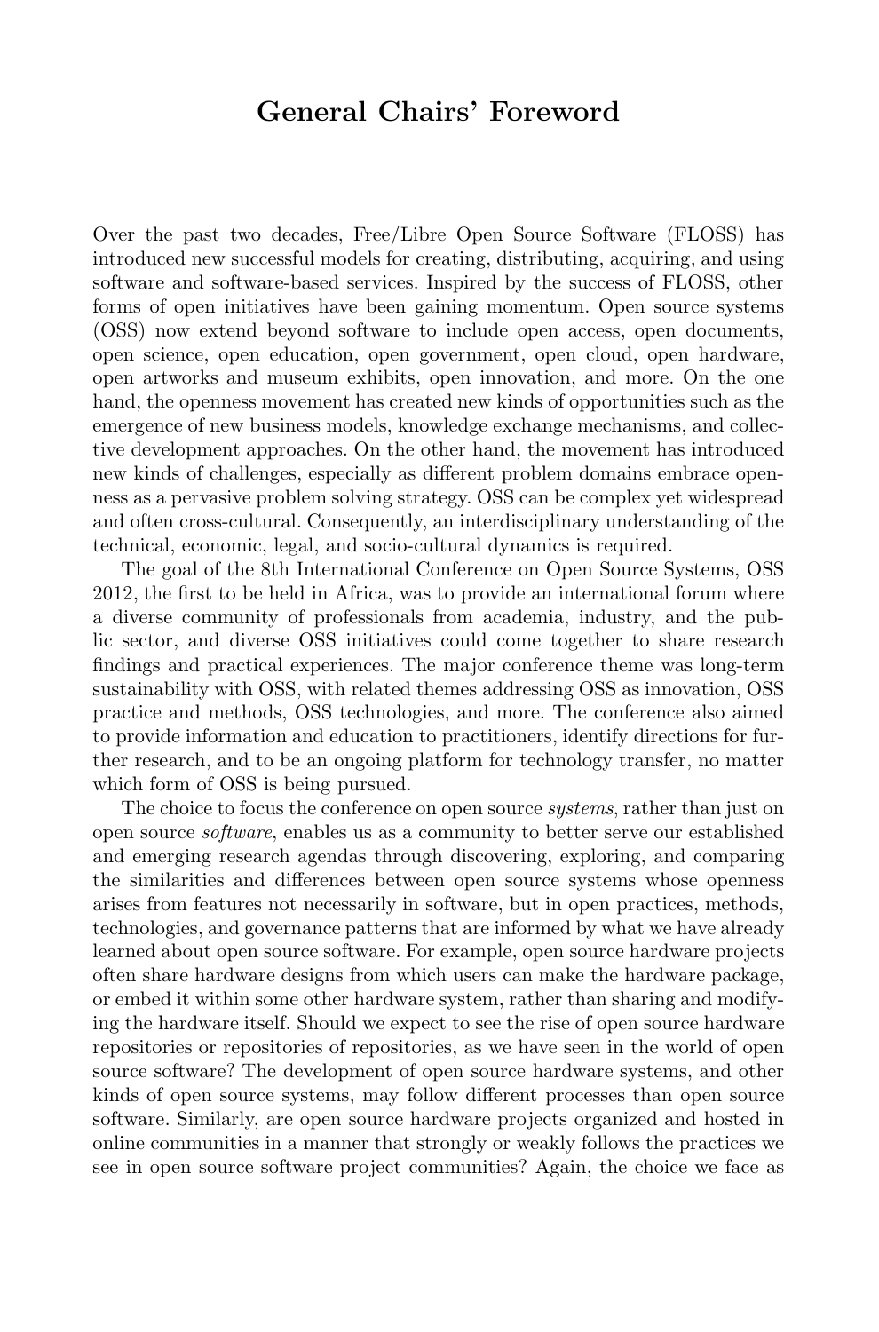# General Chairs' Foreword

Over the past two decades, Free/Libre Open Source Software (FLOSS) has introduced new successful models for creating, distributing, acquiring, and using software and software-based services. Inspired by the success of FLOSS, other forms of open initiatives have been gaining momentum. Open source systems (OSS) now extend beyond software to include open access, open documents, open science, open education, open government, open cloud, open hardware, open artworks and museum exhibits, open innovation, and more. On the one hand, the openness movement has created new kinds of opportunities such as the emergence of new business models, knowledge exchange mechanisms, and collective development approaches. On the other hand, the movement has introduced new kinds of challenges, especially as different problem domains embrace openness as a pervasive problem solving strategy. OSS can be complex yet widespread and often cross-cultural. Consequently, an interdisciplinary understanding of the technical, economic, legal, and socio-cultural dynamics is required.

The goal of the 8th International Conference on Open Source Systems, OSS 2012, the first to be held in Africa, was to provide an international forum where a diverse community of professionals from academia, industry, and the public sector, and diverse OSS initiatives could come together to share research findings and practical experiences. The major conference theme was long-term sustainability with OSS, with related themes addressing OSS as innovation, OSS practice and methods, OSS technologies, and more. The conference also aimed to provide information and education to practitioners, identify directions for further research, and to be an ongoing platform for technology transfer, no matter which form of OSS is being pursued.

The choice to focus the conference on open source *systems*, rather than just on open source *software*, enables us as a community to better serve our established and emerging research agendas through discovering, exploring, and comparing the similarities and differences between open source systems whose openness arises from features not necessarily in software, but in open practices, methods, technologies, and governance patterns that are informed by what we have already learned about open source software. For example, open source hardware projects often share hardware designs from which users can make the hardware package, or embed it within some other hardware system, rather than sharing and modifying the hardware itself. Should we expect to see the rise of open source hardware repositories or repositories of repositories, as we have seen in the world of open source software? The development of open source hardware systems, and other kinds of open source systems, may follow different processes than open source software. Similarly, are open source hardware projects organized and hosted in online communities in a manner that strongly or weakly follows the practices we see in open source software project communities? Again, the choice we face as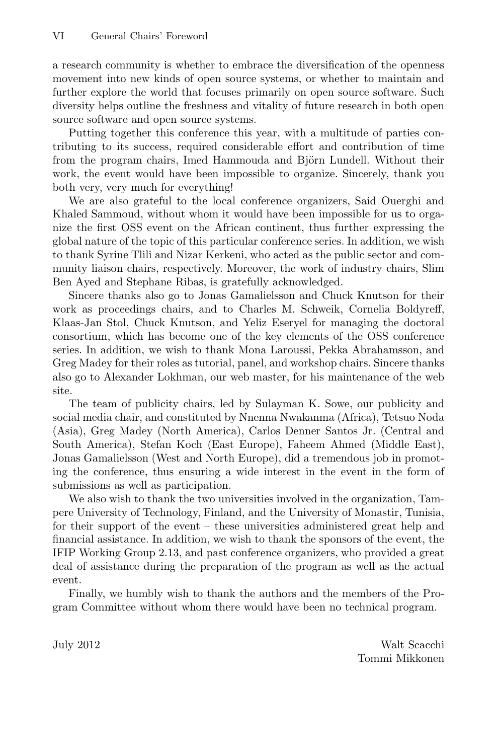a research community is whether to embrace the diversification of the openness movement into new kinds of open source systems, or whether to maintain and further explore the world that focuses primarily on open source software. Such diversity helps outline the freshness and vitality of future research in both open source software and open source systems.

Putting together this conference this year, with a multitude of parties contributing to its success, required considerable effort and contribution of time from the program chairs, Imed Hammouda and Björn Lundell. Without their work, the event would have been impossible to organize. Sincerely, thank you both very, very much for everything!

We are also grateful to the local conference organizers, Said Ouerghi and Khaled Sammoud, without whom it would have been impossible for us to organize the first OSS event on the African continent, thus further expressing the global nature of the topic of this particular conference series. In addition, we wish to thank Syrine Tlili and Nizar Kerkeni, who acted as the public sector and community liaison chairs, respectively. Moreover, the work of industry chairs, Slim Ben Ayed and Stephane Ribas, is gratefully acknowledged.

Sincere thanks also go to Jonas Gamalielsson and Chuck Knutson for their work as proceedings chairs, and to Charles M. Schweik, Cornelia Boldyreff, Klaas-Jan Stol, Chuck Knutson, and Yeliz Eseryel for managing the doctoral consortium, which has become one of the key elements of the OSS conference series. In addition, we wish to thank Mona Laroussi, Pekka Abrahamsson, and Greg Madey for their roles as tutorial, panel, and workshop chairs. Sincere thanks also go to Alexander Lokhman, our web master, for his maintenance of the web site.

The team of publicity chairs, led by Sulayman K. Sowe, our publicity and social media chair, and constituted by Nnenna Nwakanma (Africa), Tetsuo Noda (Asia), Greg Madey (North America), Carlos Denner Santos Jr. (Central and South America), Stefan Koch (East Europe), Faheem Ahmed (Middle East), Jonas Gamalielsson (West and North Europe), did a tremendous job in promoting the conference, thus ensuring a wide interest in the event in the form of submissions as well as participation.

We also wish to thank the two universities involved in the organization, Tampere University of Technology, Finland, and the University of Monastir, Tunisia, for their support of the event – these universities administered great help and financial assistance. In addition, we wish to thank the sponsors of the event, the IFIP Working Group 2.13, and past conference organizers, who provided a great deal of assistance during the preparation of the program as well as the actual event.

Finally, we humbly wish to thank the authors and the members of the Program Committee without whom there would have been no technical program.

July 2012

Walt Scacchi
Tommi Mikkonen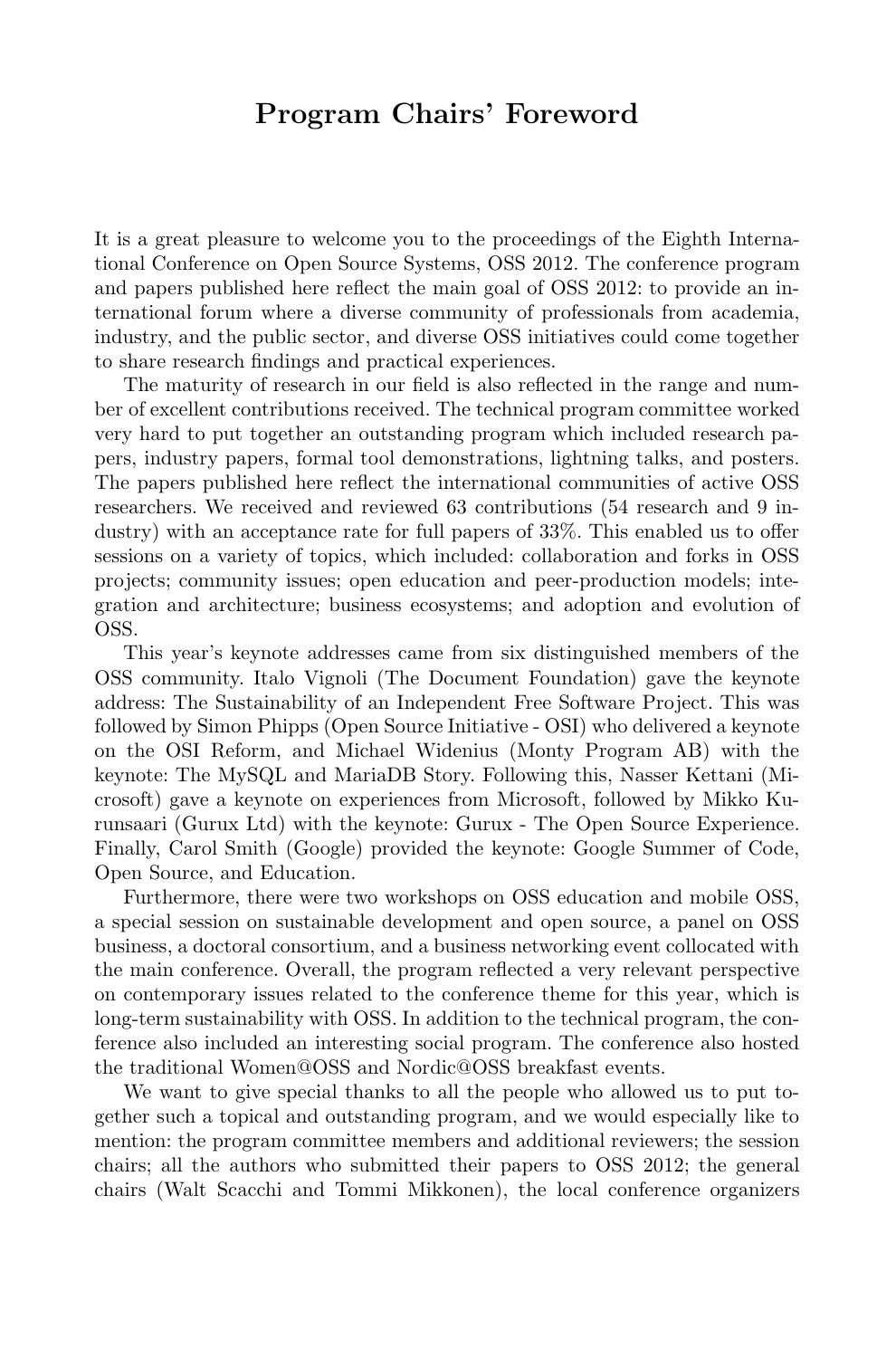# Program Chairs' Foreword

It is a great pleasure to welcome you to the proceedings of the Eighth International Conference on Open Source Systems, OSS 2012. The conference program and papers published here reflect the main goal of OSS 2012: to provide an international forum where a diverse community of professionals from academia, industry, and the public sector, and diverse OSS initiatives could come together to share research findings and practical experiences.

The maturity of research in our field is also reflected in the range and number of excellent contributions received. The technical program committee worked very hard to put together an outstanding program which included research papers, industry papers, formal tool demonstrations, lightning talks, and posters. The papers published here reflect the international communities of active OSS researchers. We received and reviewed 63 contributions (54 research and 9 industry) with an acceptance rate for full papers of 33%. This enabled us to offer sessions on a variety of topics, which included: collaboration and forks in OSS projects; community issues; open education and peer-production models; integration and architecture; business ecosystems; and adoption and evolution of OSS.

This year's keynote addresses came from six distinguished members of the OSS community. Italo Vignoli (The Document Foundation) gave the keynote address: The Sustainability of an Independent Free Software Project. This was followed by Simon Phipps (Open Source Initiative - OSI) who delivered a keynote on the OSI Reform, and Michael Widenius (Monty Program AB) with the keynote: The MySQL and MariaDB Story. Following this, Nasser Kettani (Microsoft) gave a keynote on experiences from Microsoft, followed by Mikko Kurunsaari (Gurux Ltd) with the keynote: Gurux - The Open Source Experience. Finally, Carol Smith (Google) provided the keynote: Google Summer of Code, Open Source, and Education.

Furthermore, there were two workshops on OSS education and mobile OSS, a special session on sustainable development and open source, a panel on OSS business, a doctoral consortium, and a business networking event collocated with the main conference. Overall, the program reflected a very relevant perspective on contemporary issues related to the conference theme for this year, which is long-term sustainability with OSS. In addition to the technical program, the conference also included an interesting social program. The conference also hosted the traditional Women@OSS and Nordic@OSS breakfast events.

We want to give special thanks to all the people who allowed us to put together such a topical and outstanding program, and we would especially like to mention: the program committee members and additional reviewers; the session chairs; all the authors who submitted their papers to OSS 2012; the general chairs (Walt Scacchi and Tommi Mikkonen), the local conference organizers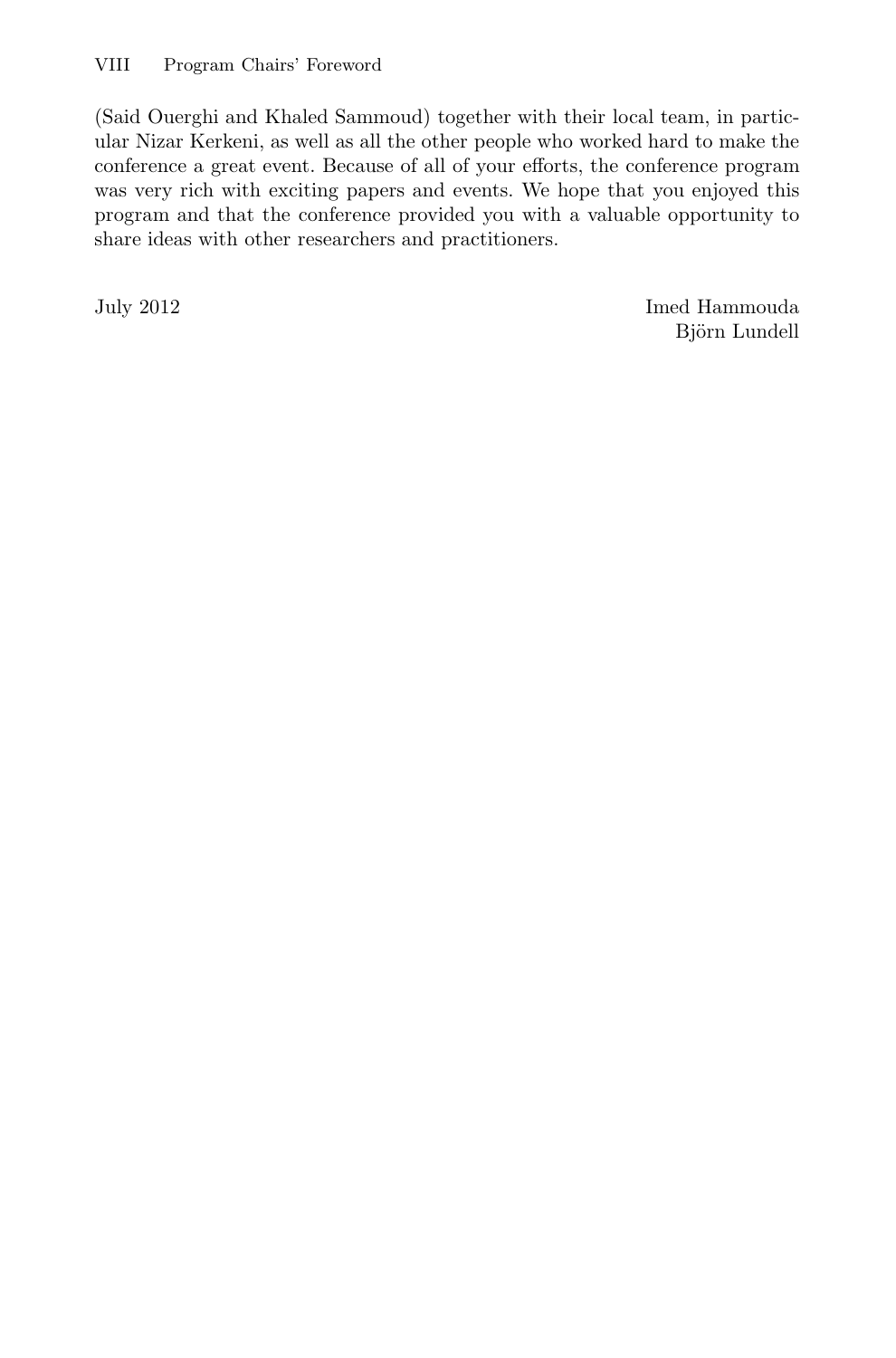(Said Ouerghi and Khaled Sammoud) together with their local team, in particular Nizar Kerkeni, as well as all the other people who worked hard to make the conference a great event. Because of all of your efforts, the conference program was very rich with exciting papers and events. We hope that you enjoyed this program and that the conference provided you with a valuable opportunity to share ideas with other researchers and practitioners.

July 2012

Imed Hammouda
Björn Lundell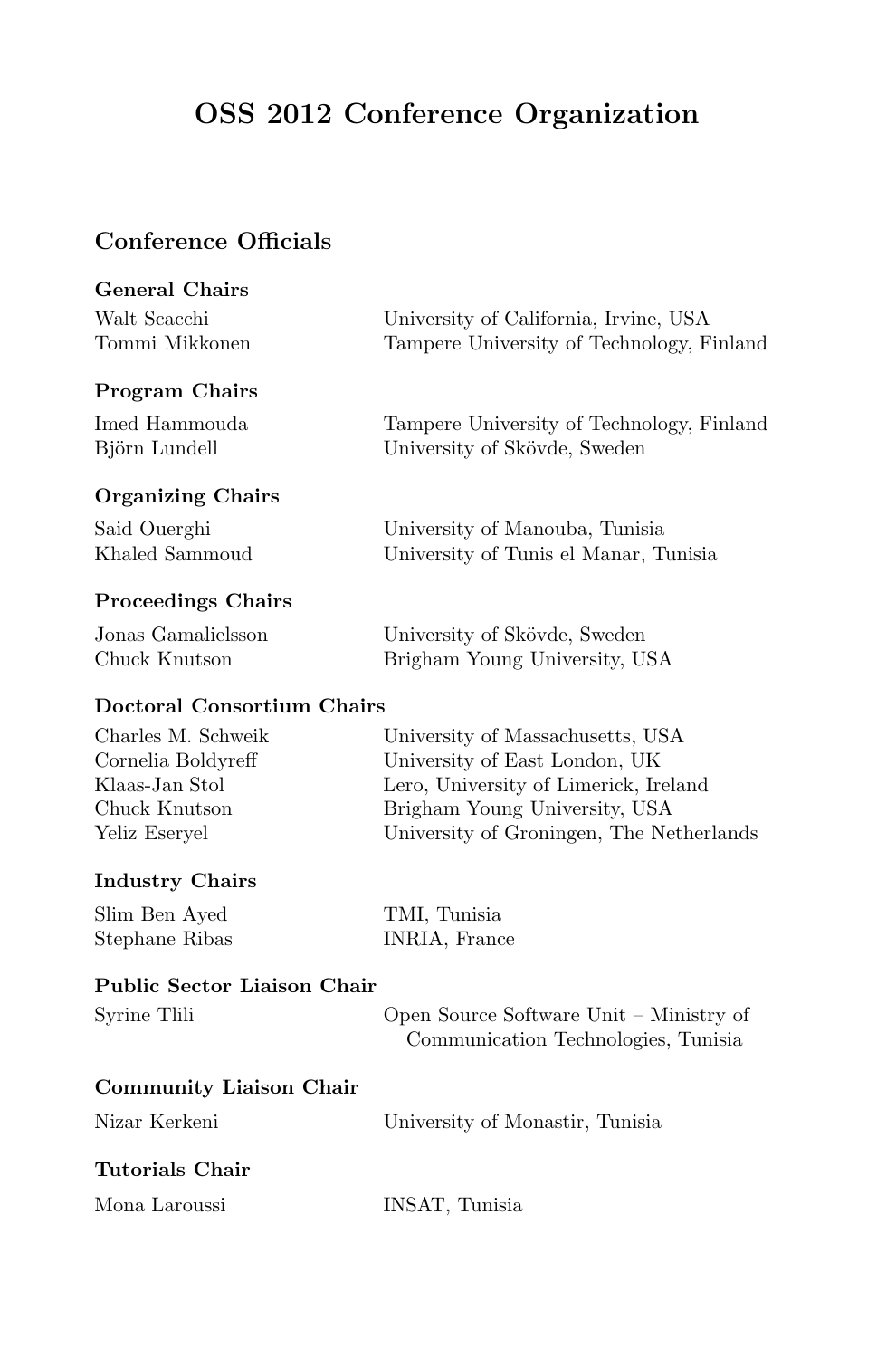# OSS 2012 Conference Organization

## Conference Officials

### General Chairs

| | |
|---|---|
| Walt Scacchi | University of California, Irvine, USA |
| Tommi Mikkonen | Tampere University of Technology, Finland |

### Program Chairs

| | |
|---|---|
| Imed Hammouda | Tampere University of Technology, Finland |
| Björn Lundell | University of Skövde, Sweden |

### Organizing Chairs

| | |
|---|---|
| Said Ouerghi | University of Manouba, Tunisia |
| Khaled Sammoud | University of Tunis el Manar, Tunisia |

### Proceedings Chairs

| | |
|---|---|
| Jonas Gamalielsson | University of Skövde, Sweden |
| Chuck Knutson | Brigham Young University, USA |

### Doctoral Consortium Chairs

| | |
|---|---|
| Charles M. Schweik | University of Massachusetts, USA |
| Cornelia Boldyreff | University of East London, UK |
| Klaas-Jan Stol | Lero, University of Limerick, Ireland |
| Chuck Knutson | Brigham Young University, USA |
| Yeliz Eseryel | University of Groningen, The Netherlands |

### Industry Chairs

| | |
|---|---|
| Slim Ben Ayed | TMI, Tunisia |
| Stephane Ribas | INRIA, France |

### Public Sector Liaison Chair

| | |
|---|---|
| Syrine Tlili | Open Source Software Unit – Ministry of Communication Technologies, Tunisia |

### Community Liaison Chair

| | |
|---|---|
| Nizar Kerkeni | University of Monastir, Tunisia |

### Tutorials Chair

| | |
|---|---|
| Mona Laroussi | INSAT, Tunisia |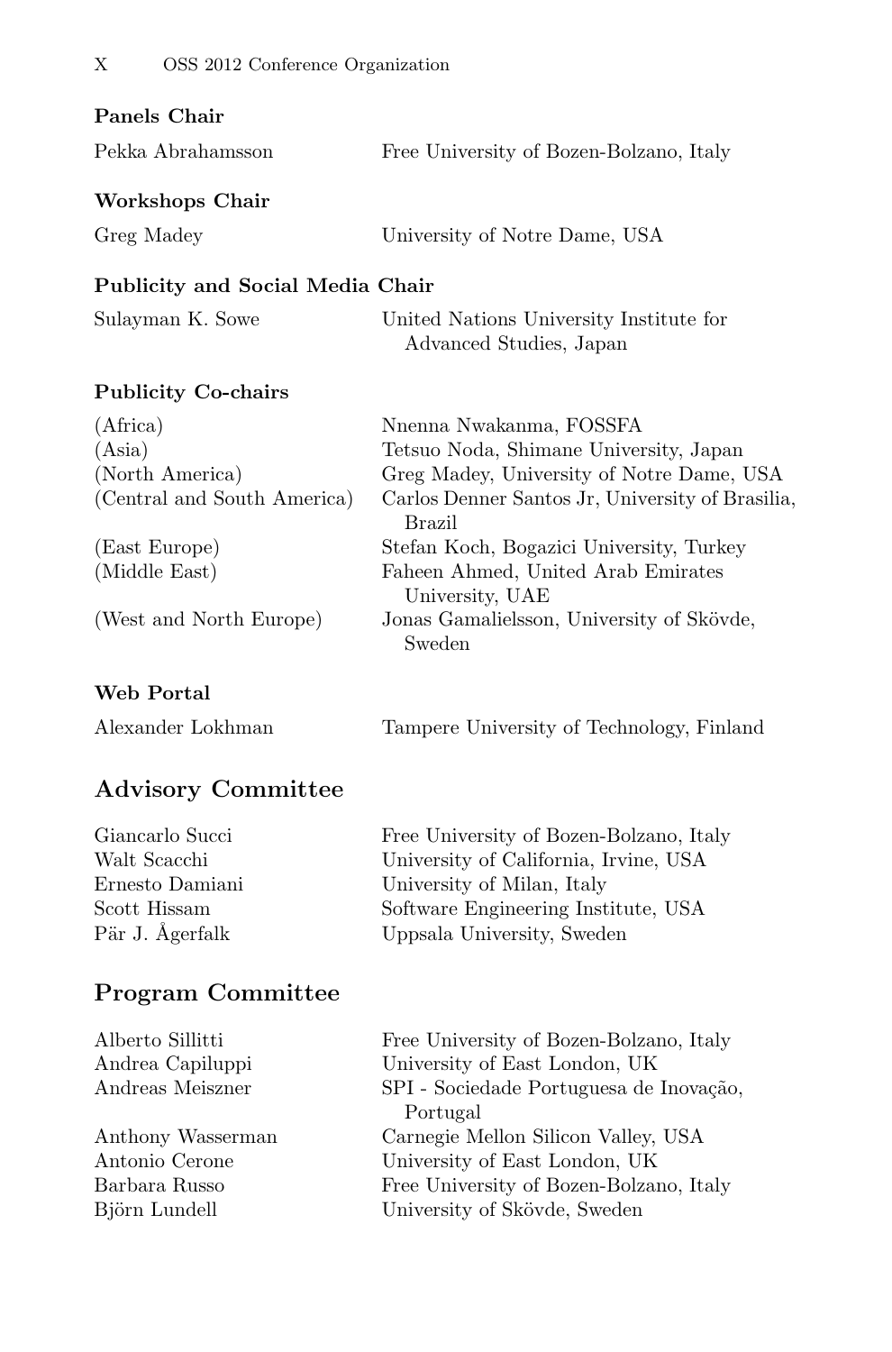### Panels Chair

| | |
|---|---|
| Pekka Abrahamsson | Free University of Bozen-Bolzano, Italy |

### Workshops Chair

| | |
|---|---|
| Greg Madey | University of Notre Dame, USA |

### Publicity and Social Media Chair

| | |
|---|---|
| Sulayman K. Sowe | United Nations University Institute for Advanced Studies, Japan |

### Publicity Co-chairs

| | |
|---|---|
| (Africa) | Nnenna Nwakanma, FOSSFA |
| (Asia) | Tetsuo Noda, Shimane University, Japan |
| (North America) | Greg Madey, University of Notre Dame, USA |
| (Central and South America) | Carlos Denner Santos Jr, University of Brasilia, Brazil |
| (East Europe) | Stefan Koch, Bogazici University, Turkey |
| (Middle East) | Faheen Ahmed, United Arab Emirates University, UAE |
| (West and North Europe) | Jonas Gamalielsson, University of Skövde, Sweden |

### Web Portal

| | |
|---|---|
| Alexander Lokhman | Tampere University of Technology, Finland |

## Advisory Committee

| | |
|---|---|
| Giancarlo Succi | Free University of Bozen-Bolzano, Italy |
| Walt Scacchi | University of California, Irvine, USA |
| Ernesto Damiani | University of Milan, Italy |
| Scott Hissam | Software Engineering Institute, USA |
| Pär J. Ågerfalk | Uppsala University, Sweden |

## Program Committee

| | |
|---|---|
| Alberto Sillitti | Free University of Bozen-Bolzano, Italy |
| Andrea Capiluppi | University of East London, UK |
| Andreas Meiszner | SPI - Sociedade Portuguesa de Inovação, Portugal |
| Anthony Wasserman | Carnegie Mellon Silicon Valley, USA |
| Antonio Cerone | University of East London, UK |
| Barbara Russo | Free University of Bozen-Bolzano, Italy |
| Björn Lundell | University of Skövde, Sweden |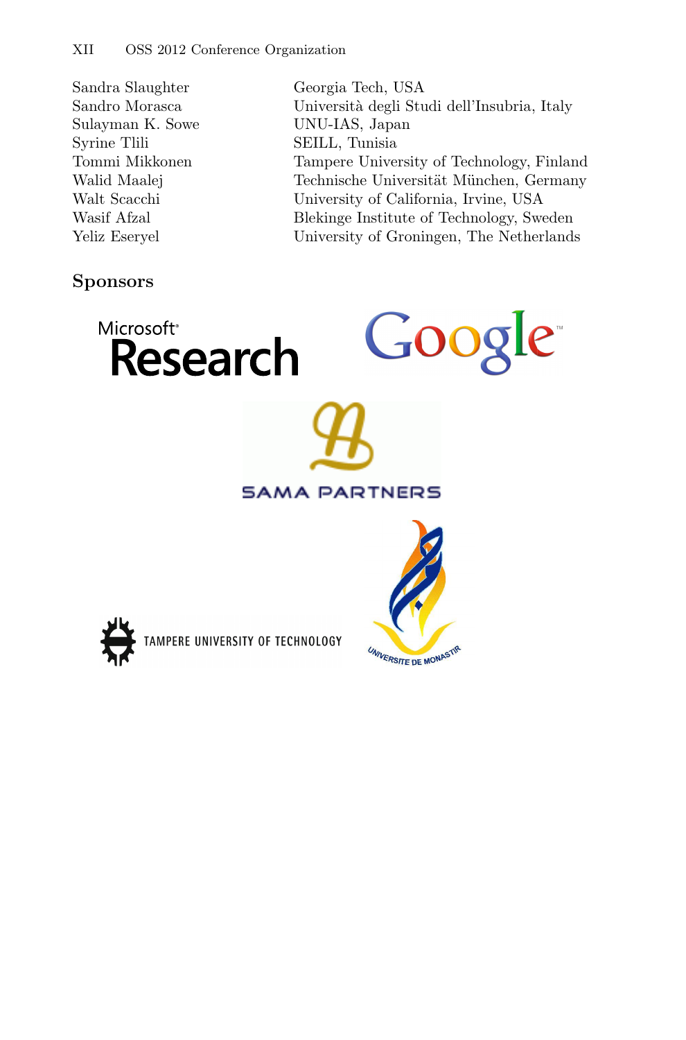| | |
|---|---|
| Sandra Slaughter | Georgia Tech, USA |
| Sandro Morasca | Università degli Studi dell'Insubria, Italy |
| Sulayman K. Sowe | UNU-IAS, Japan |
| Syrine Tlili | SEILL, Tunisia |
| Tommi Mikkonen | Tampere University of Technology, Finland |
| Walid Maalej | Technische Universität München, Germany |
| Walt Scacchi | University of California, Irvine, USA |
| Wasif Afzal | Blekinge Institute of Technology, Sweden |
| Yeliz Eseryel | University of Groningen, The Netherlands |

## Sponsors

Microsoft Research

Google

SAMA PARTNERS

TAMPERE UNIVERSITY OF TECHNOLOGY

UNIVERSITE DE MONASTIR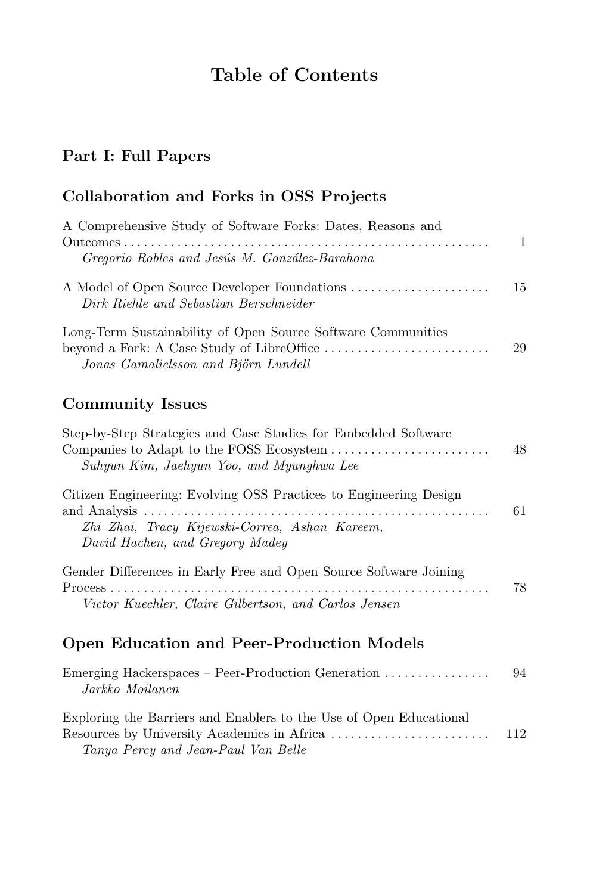# Table of Contents

## Part I: Full Papers

### Collaboration and Forks in OSS Projects

A Comprehensive Study of Software Forks: Dates, Reasons and Outcomes ........ 1
*Gregorio Robles and Jesús M. González-Barahona*

A Model of Open Source Developer Foundations ........ 15
*Dirk Riehle and Sebastian Berschneider*

Long-Term Sustainability of Open Source Software Communities beyond a Fork: A Case Study of LibreOffice ........ 29
*Jonas Gamalielsson and Björn Lundell*

### Community Issues

Step-by-Step Strategies and Case Studies for Embedded Software Companies to Adapt to the FOSS Ecosystem ........ 48
*Suhyun Kim, Jaehyun Yoo, and Myunghwa Lee*

Citizen Engineering: Evolving OSS Practices to Engineering Design and Analysis ........ 61
*Zhi Zhai, Tracy Kijewski-Correa, Ashan Kareem, David Hachen, and Gregory Madey*

Gender Differences in Early Free and Open Source Software Joining Process ........ 78
*Victor Kuechler, Claire Gilbertson, and Carlos Jensen*

### Open Education and Peer-Production Models

Emerging Hackerspaces – Peer-Production Generation ........ 94
*Jarkko Moilanen*

Exploring the Barriers and Enablers to the Use of Open Educational Resources by University Academics in Africa ........ 112
*Tanya Percy and Jean-Paul Van Belle*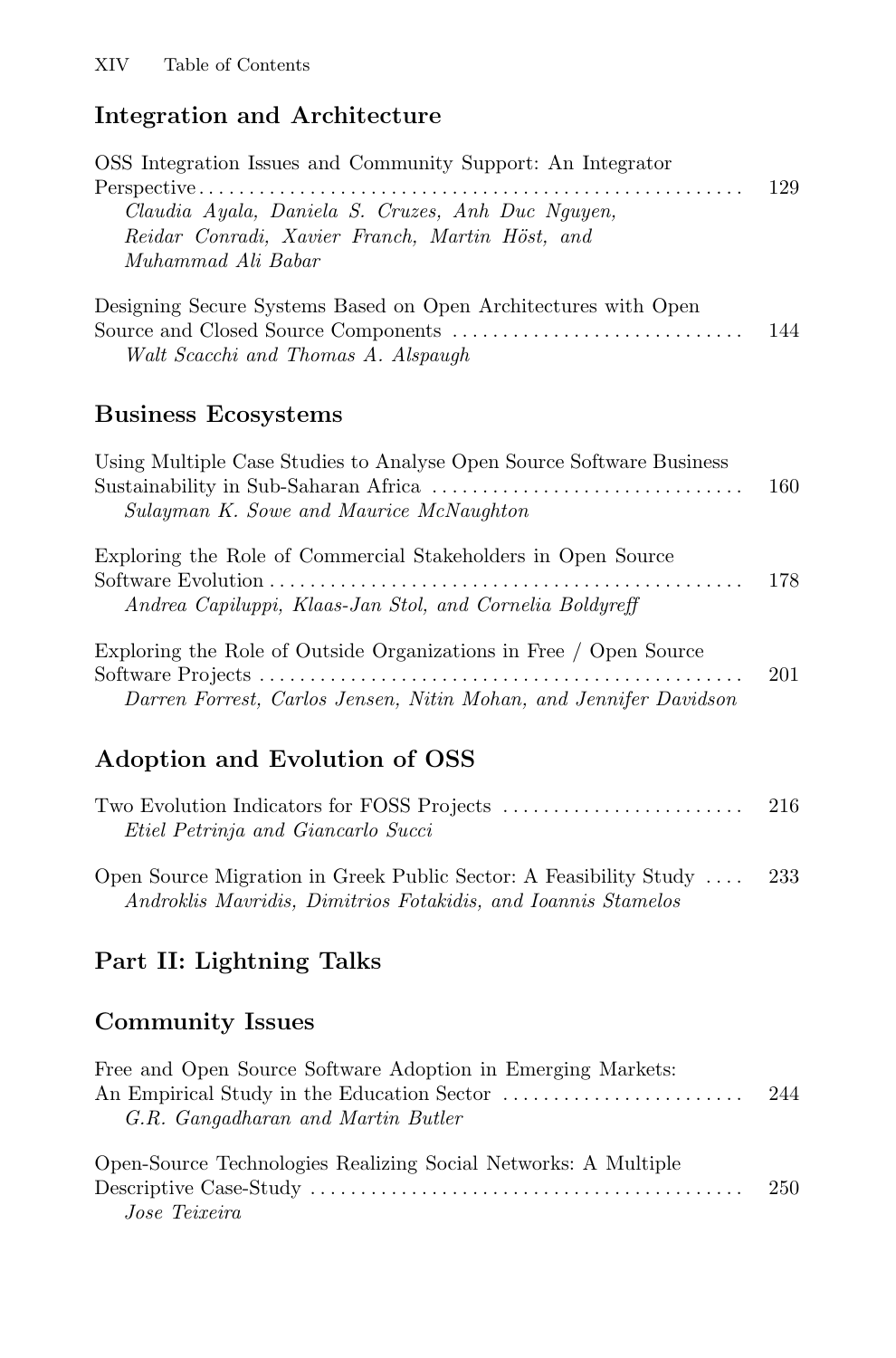## Integration and Architecture

OSS Integration Issues and Community Support: An Integrator Perspective ........ 129
*Claudia Ayala, Daniela S. Cruzes, Anh Duc Nguyen, Reidar Conradi, Xavier Franch, Martin Höst, and Muhammad Ali Babar*

Designing Secure Systems Based on Open Architectures with Open Source and Closed Source Components ........ 144
*Walt Scacchi and Thomas A. Alspaugh*

## Business Ecosystems

Using Multiple Case Studies to Analyse Open Source Software Business Sustainability in Sub-Saharan Africa ........ 160
*Sulayman K. Sowe and Maurice McNaughton*

Exploring the Role of Commercial Stakeholders in Open Source Software Evolution ........ 178
*Andrea Capiluppi, Klaas-Jan Stol, and Cornelia Boldyreff*

Exploring the Role of Outside Organizations in Free / Open Source Software Projects ........ 201
*Darren Forrest, Carlos Jensen, Nitin Mohan, and Jennifer Davidson*

## Adoption and Evolution of OSS

Two Evolution Indicators for FOSS Projects ........ 216
*Etiel Petrinja and Giancarlo Succi*

Open Source Migration in Greek Public Sector: A Feasibility Study ........ 233
*Androklis Mavridis, Dimitrios Fotakidis, and Ioannis Stamelos*

# Part II: Lightning Talks

## Community Issues

Free and Open Source Software Adoption in Emerging Markets: An Empirical Study in the Education Sector ........ 244
*G.R. Gangadharan and Martin Butler*

Open-Source Technologies Realizing Social Networks: A Multiple Descriptive Case-Study ........ 250
*Jose Teixeira*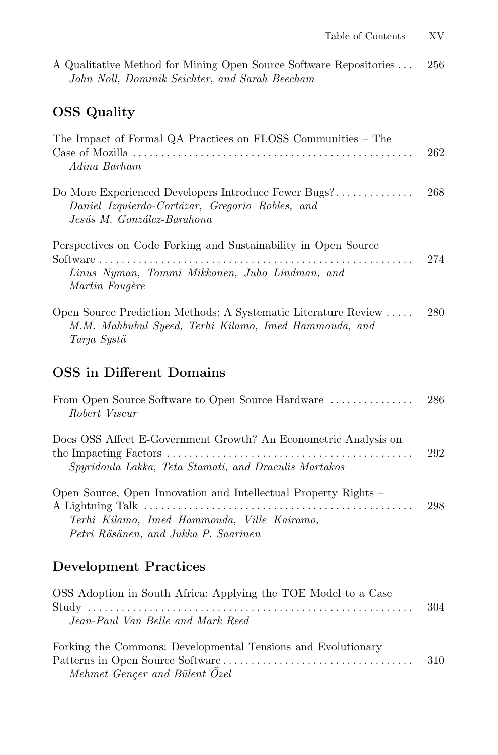A Qualitative Method for Mining Open Source Software Repositories . . . 256
*John Noll, Dominik Seichter, and Sarah Beecham*

## OSS Quality

The Impact of Formal QA Practices on FLOSS Communities – The Case of Mozilla . . . 262
*Adina Barham*

Do More Experienced Developers Introduce Fewer Bugs? . . . 268
*Daniel Izquierdo-Cortázar, Gregorio Robles, and Jesús M. González-Barahona*

Perspectives on Code Forking and Sustainability in Open Source Software . . . 274
*Linus Nyman, Tommi Mikkonen, Juho Lindman, and Martin Fougère*

Open Source Prediction Methods: A Systematic Literature Review . . . 280
*M.M. Mahbubul Syeed, Terhi Kilamo, Imed Hammouda, and Tarja Systä*

## OSS in Different Domains

From Open Source Software to Open Source Hardware . . . 286
*Robert Viseur*

Does OSS Affect E-Government Growth? An Econometric Analysis on the Impacting Factors . . . 292
*Spyridoula Lakka, Teta Stamati, and Draculis Martakos*

Open Source, Open Innovation and Intellectual Property Rights – A Lightning Talk . . . 298
*Terhi Kilamo, Imed Hammouda, Ville Kairamo, Petri Räsänen, and Jukka P. Saarinen*

## Development Practices

OSS Adoption in South Africa: Applying the TOE Model to a Case Study . . . 304
*Jean-Paul Van Belle and Mark Reed*

Forking the Commons: Developmental Tensions and Evolutionary Patterns in Open Source Software . . . 310
*Mehmet Gençer and Bülent Özel*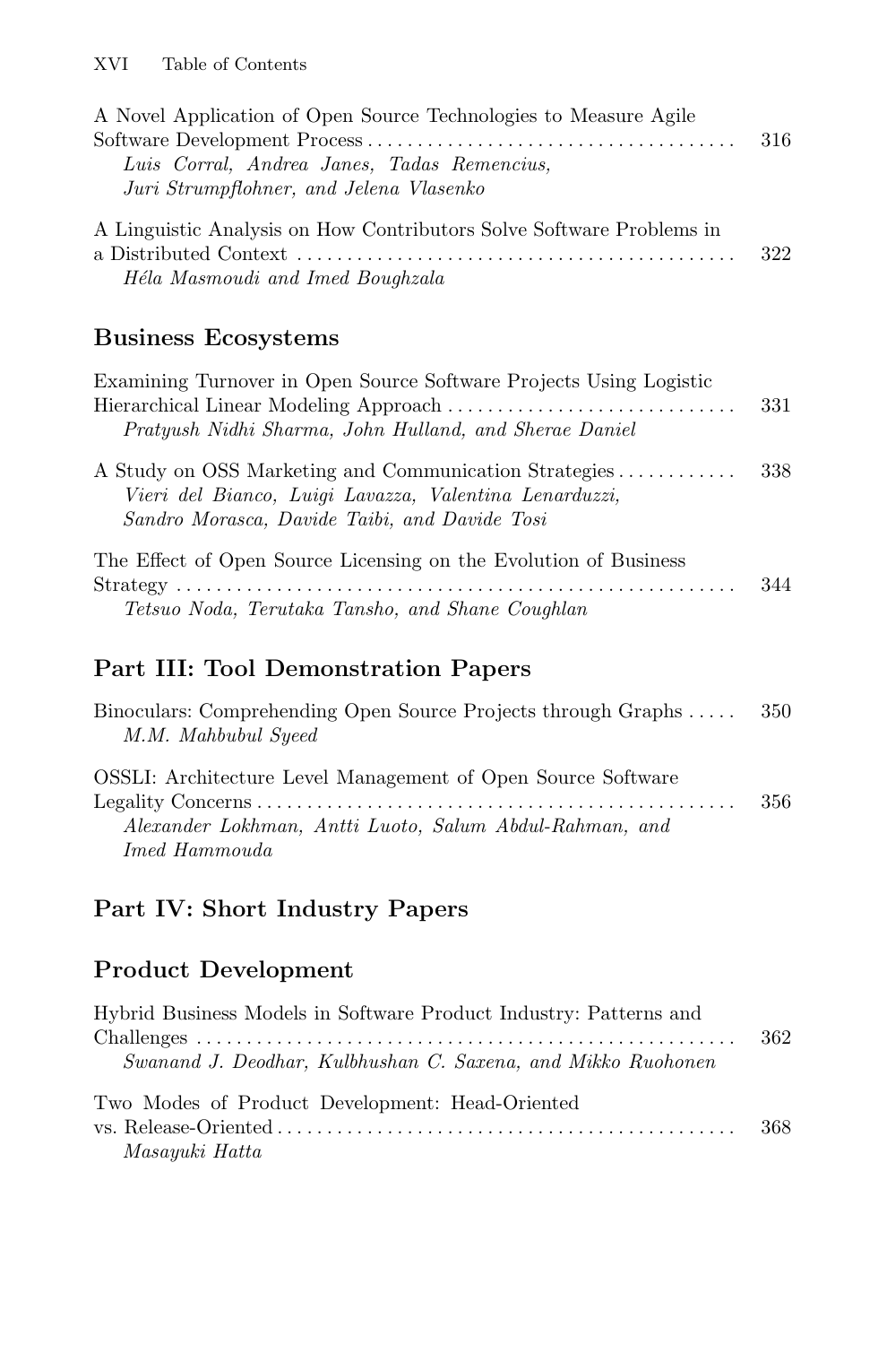A Novel Application of Open Source Technologies to Measure Agile Software Development Process ..... 316
*Luis Corral, Andrea Janes, Tadas Remencius, Juri Strumpflohner, and Jelena Vlasenko*

A Linguistic Analysis on How Contributors Solve Software Problems in a Distributed Context ..... 322
*Héla Masmoudi and Imed Boughzala*

## Business Ecosystems

Examining Turnover in Open Source Software Projects Using Logistic Hierarchical Linear Modeling Approach ..... 331
*Pratyush Nidhi Sharma, John Hulland, and Sherae Daniel*

A Study on OSS Marketing and Communication Strategies ..... 338
*Vieri del Bianco, Luigi Lavazza, Valentina Lenarduzzi, Sandro Morasca, Davide Taibi, and Davide Tosi*

The Effect of Open Source Licensing on the Evolution of Business Strategy ..... 344
*Tetsuo Noda, Terutaka Tansho, and Shane Coughlan*

# Part III: Tool Demonstration Papers

Binoculars: Comprehending Open Source Projects through Graphs ..... 350
*M.M. Mahbubul Syeed*

OSSLI: Architecture Level Management of Open Source Software Legality Concerns ..... 356
*Alexander Lokhman, Antti Luoto, Salum Abdul-Rahman, and Imed Hammouda*

# Part IV: Short Industry Papers

## Product Development

Hybrid Business Models in Software Product Industry: Patterns and Challenges ..... 362
*Swanand J. Deodhar, Kulbhushan C. Saxena, and Mikko Ruohonen*

Two Modes of Product Development: Head-Oriented vs. Release-Oriented ..... 368
*Masayuki Hatta*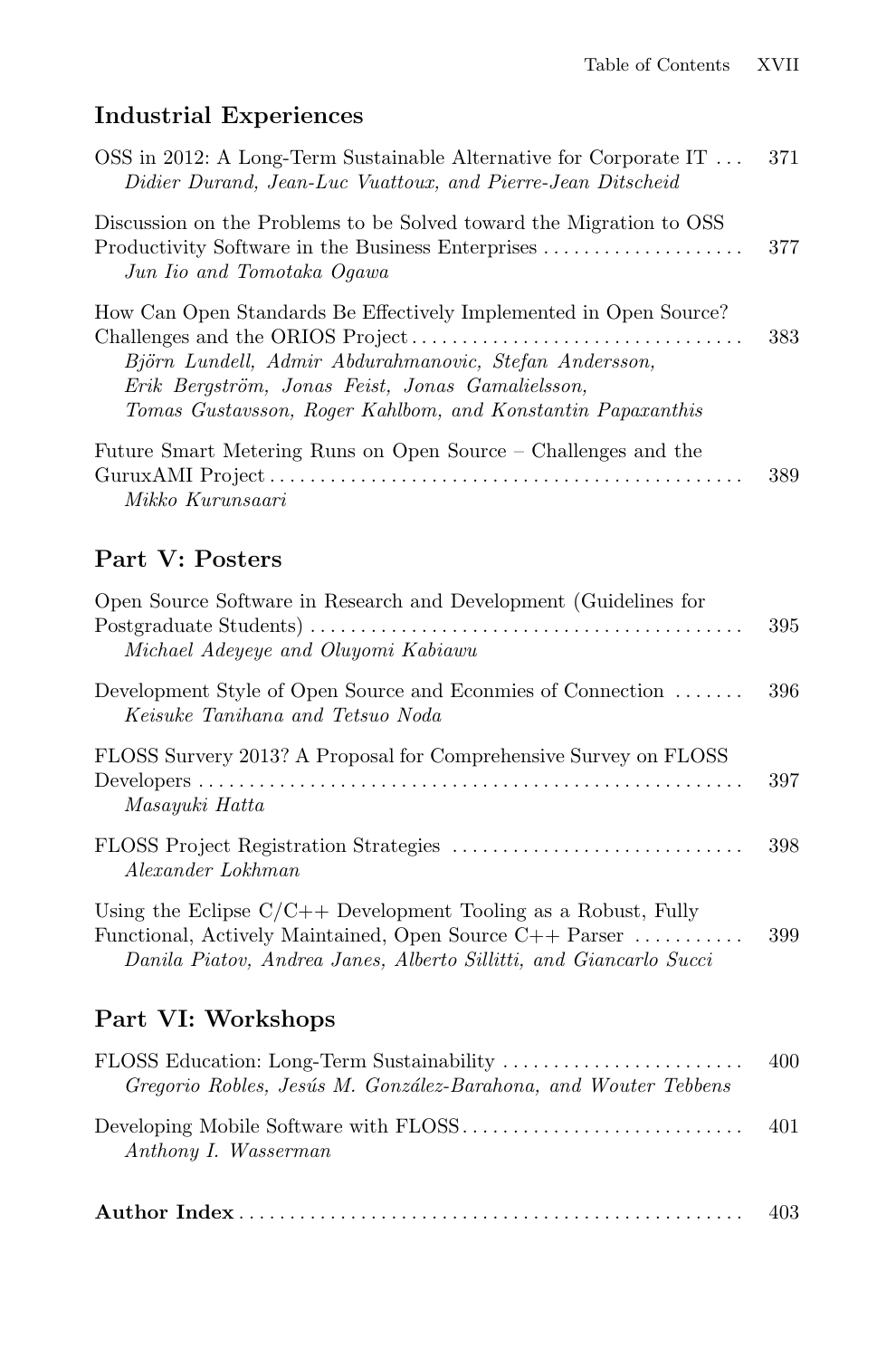## Industrial Experiences

OSS in 2012: A Long-Term Sustainable Alternative for Corporate IT ... 371
*Didier Durand, Jean-Luc Vuattoux, and Pierre-Jean Ditscheid*

Discussion on the Problems to be Solved toward the Migration to OSS Productivity Software in the Business Enterprises ... 377
*Jun Iio and Tomotaka Ogawa*

How Can Open Standards Be Effectively Implemented in Open Source? Challenges and the ORIOS Project ... 383
*Björn Lundell, Admir Abdurahmanovic, Stefan Andersson, Erik Bergström, Jonas Feist, Jonas Gamalielsson, Tomas Gustavsson, Roger Kahlbom, and Konstantin Papaxanthis*

Future Smart Metering Runs on Open Source – Challenges and the GuruxAMI Project ... 389
*Mikko Kurunsaari*

## Part V: Posters

Open Source Software in Research and Development (Guidelines for Postgraduate Students) ... 395
*Michael Adeyeye and Oluyomi Kabiawu*

Development Style of Open Source and Econmies of Connection ... 396
*Keisuke Tanihana and Tetsuo Noda*

FLOSS Survery 2013? A Proposal for Comprehensive Survey on FLOSS Developers ... 397
*Masayuki Hatta*

FLOSS Project Registration Strategies ... 398
*Alexander Lokhman*

Using the Eclipse C/C++ Development Tooling as a Robust, Fully Functional, Actively Maintained, Open Source C++ Parser ... 399
*Danila Piatov, Andrea Janes, Alberto Sillitti, and Giancarlo Succi*

## Part VI: Workshops

FLOSS Education: Long-Term Sustainability ... 400
*Gregorio Robles, Jesús M. González-Barahona, and Wouter Tebbens*

Developing Mobile Software with FLOSS ... 401
*Anthony I. Wasserman*

**Author Index** ... 403